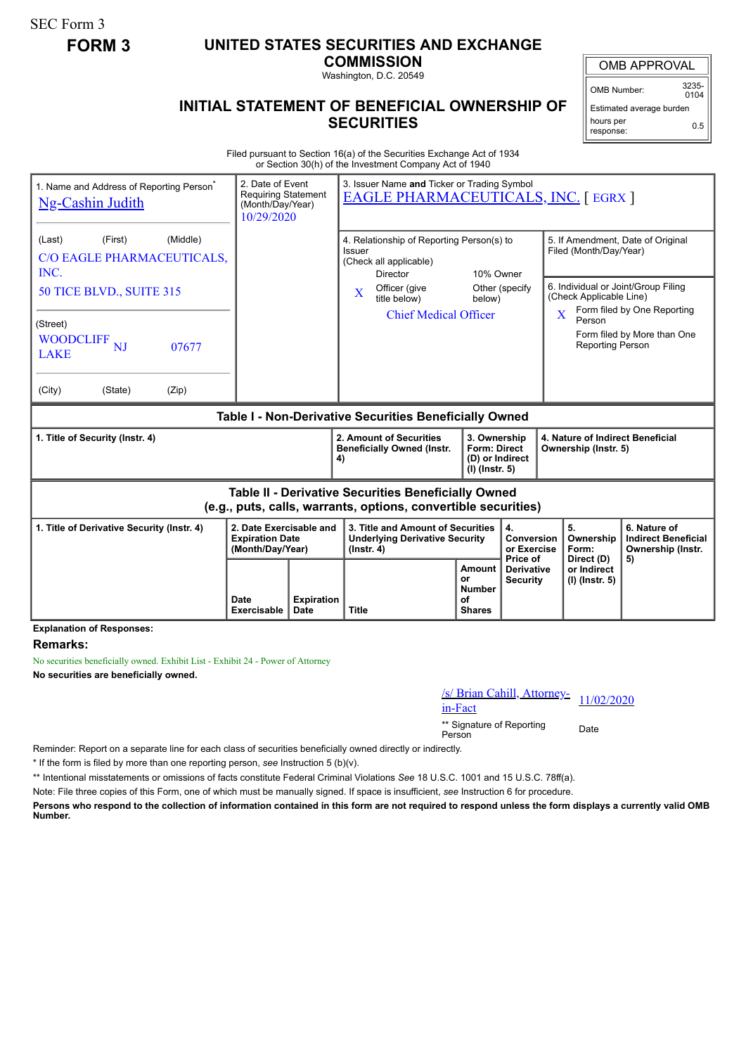SEC Form 3

**FORM 3**

# UNITED STATES SECURITIES AND EXCHANGE COMMISSION

Washington, D.C. 20549

## INITIAL STATEMENT OF BENEFICIAL OWNERSHIP OF SECURITIES

| OMB APPROVAL | |
|---|---|
| OMB Number: | 3235-0104 |
| Estimated average burden hours per response: | 0.5 |

Filed pursuant to Section 16(a) of the Securities Exchange Act of 1934 or Section 30(h) of the Investment Company Act of 1940

| 1. Name and Address of Reporting Person* | 2. Date of Event Requiring Statement (Month/Day/Year) | 3. Issuer Name and Ticker or Trading Symbol |
|---|---|---|
| Ng-Cashin Judith | 10/29/2020 | EAGLE PHARMACEUTICALS, INC. [ EGRX ] |
| (Last) (First) (Middle) C/O EAGLE PHARMACEUTICALS, INC. 50 TICE BLVD., SUITE 315 | | 4. Relationship of Reporting Person(s) to Issuer (Check all applicable): Director; 10% Owner; X Officer (give title below); Other (specify below) — Chief Medical Officer |
| (Street) WOODCLIFF LAKE NJ 07677 | | 5. If Amendment, Date of Original Filed (Month/Day/Year) |
| (City) (State) (Zip) | | 6. Individual or Joint/Group Filing (Check Applicable Line): X Form filed by One Reporting Person; Form filed by More than One Reporting Person |

**Table I - Non-Derivative Securities Beneficially Owned**

| 1. Title of Security (Instr. 4) | 2. Amount of Securities Beneficially Owned (Instr. 4) | 3. Ownership Form: Direct (D) or Indirect (I) (Instr. 5) | 4. Nature of Indirect Beneficial Ownership (Instr. 5) |
|---|---|---|---|

**Table II - Derivative Securities Beneficially Owned (e.g., puts, calls, warrants, options, convertible securities)**

| 1. Title of Derivative Security (Instr. 4) | 2. Date Exercisable and Expiration Date (Month/Day/Year) | | 3. Title and Amount of Securities Underlying Derivative Security (Instr. 4) | | 4. Conversion or Exercise Price of Derivative Security | 5. Ownership Form: Direct (D) or Indirect (I) (Instr. 5) | 6. Nature of Indirect Beneficial Ownership (Instr. 5) |
|---|---|---|---|---|---|---|---|
| | Date Exercisable | Expiration Date | Title | Amount or Number of Shares | | | |

**Explanation of Responses:**

**Remarks:**

No securities beneficially owned. Exhibit List - Exhibit 24 - Power of Attorney

**No securities are beneficially owned.**

| /s/ Brian Cahill, Attorney-in-Fact | 11/02/2020 |
|---|---|
| ** Signature of Reporting Person | Date |

Reminder: Report on a separate line for each class of securities beneficially owned directly or indirectly.

\* If the form is filed by more than one reporting person, *see* Instruction 5 (b)(v).

\*\* Intentional misstatements or omissions of facts constitute Federal Criminal Violations *See* 18 U.S.C. 1001 and 15 U.S.C. 78ff(a).

Note: File three copies of this Form, one of which must be manually signed. If space is insufficient, *see* Instruction 6 for procedure.

**Persons who respond to the collection of information contained in this form are not required to respond unless the form displays a currently valid OMB Number.**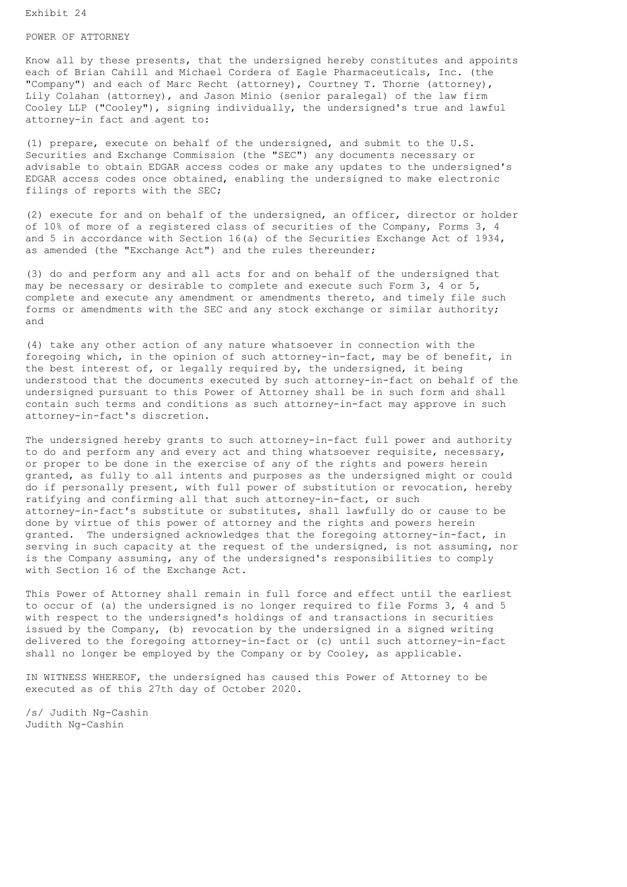Exhibit 24

POWER OF ATTORNEY

Know all by these presents, that the undersigned hereby constitutes and appoints each of Brian Cahill and Michael Cordera of Eagle Pharmaceuticals, Inc. (the "Company") and each of Marc Recht (attorney), Courtney T. Thorne (attorney), Lily Colahan (attorney), and Jason Minio (senior paralegal) of the law firm Cooley LLP ("Cooley"), signing individually, the undersigned's true and lawful attorney-in fact and agent to:

(1) prepare, execute on behalf of the undersigned, and submit to the U.S. Securities and Exchange Commission (the "SEC") any documents necessary or advisable to obtain EDGAR access codes or make any updates to the undersigned's EDGAR access codes once obtained, enabling the undersigned to make electronic filings of reports with the SEC;

(2) execute for and on behalf of the undersigned, an officer, director or holder of 10% of more of a registered class of securities of the Company, Forms 3, 4 and 5 in accordance with Section 16(a) of the Securities Exchange Act of 1934, as amended (the "Exchange Act") and the rules thereunder;

(3) do and perform any and all acts for and on behalf of the undersigned that may be necessary or desirable to complete and execute such Form 3, 4 or 5, complete and execute any amendment or amendments thereto, and timely file such forms or amendments with the SEC and any stock exchange or similar authority; and

(4) take any other action of any nature whatsoever in connection with the foregoing which, in the opinion of such attorney-in-fact, may be of benefit, in the best interest of, or legally required by, the undersigned, it being understood that the documents executed by such attorney-in-fact on behalf of the undersigned pursuant to this Power of Attorney shall be in such form and shall contain such terms and conditions as such attorney-in-fact may approve in such attorney-in-fact's discretion.

The undersigned hereby grants to such attorney-in-fact full power and authority to do and perform any and every act and thing whatsoever requisite, necessary, or proper to be done in the exercise of any of the rights and powers herein granted, as fully to all intents and purposes as the undersigned might or could do if personally present, with full power of substitution or revocation, hereby ratifying and confirming all that such attorney-in-fact, or such attorney-in-fact's substitute or substitutes, shall lawfully do or cause to be done by virtue of this power of attorney and the rights and powers herein granted. The undersigned acknowledges that the foregoing attorney-in-fact, in serving in such capacity at the request of the undersigned, is not assuming, nor is the Company assuming, any of the undersigned's responsibilities to comply with Section 16 of the Exchange Act.

This Power of Attorney shall remain in full force and effect until the earliest to occur of (a) the undersigned is no longer required to file Forms 3, 4 and 5 with respect to the undersigned's holdings of and transactions in securities issued by the Company, (b) revocation by the undersigned in a signed writing delivered to the foregoing attorney-in-fact or (c) until such attorney-in-fact shall no longer be employed by the Company or by Cooley, as applicable.

IN WITNESS WHEREOF, the undersigned has caused this Power of Attorney to be executed as of this 27th day of October 2020.

/s/ Judith Ng-Cashin
Judith Ng-Cashin